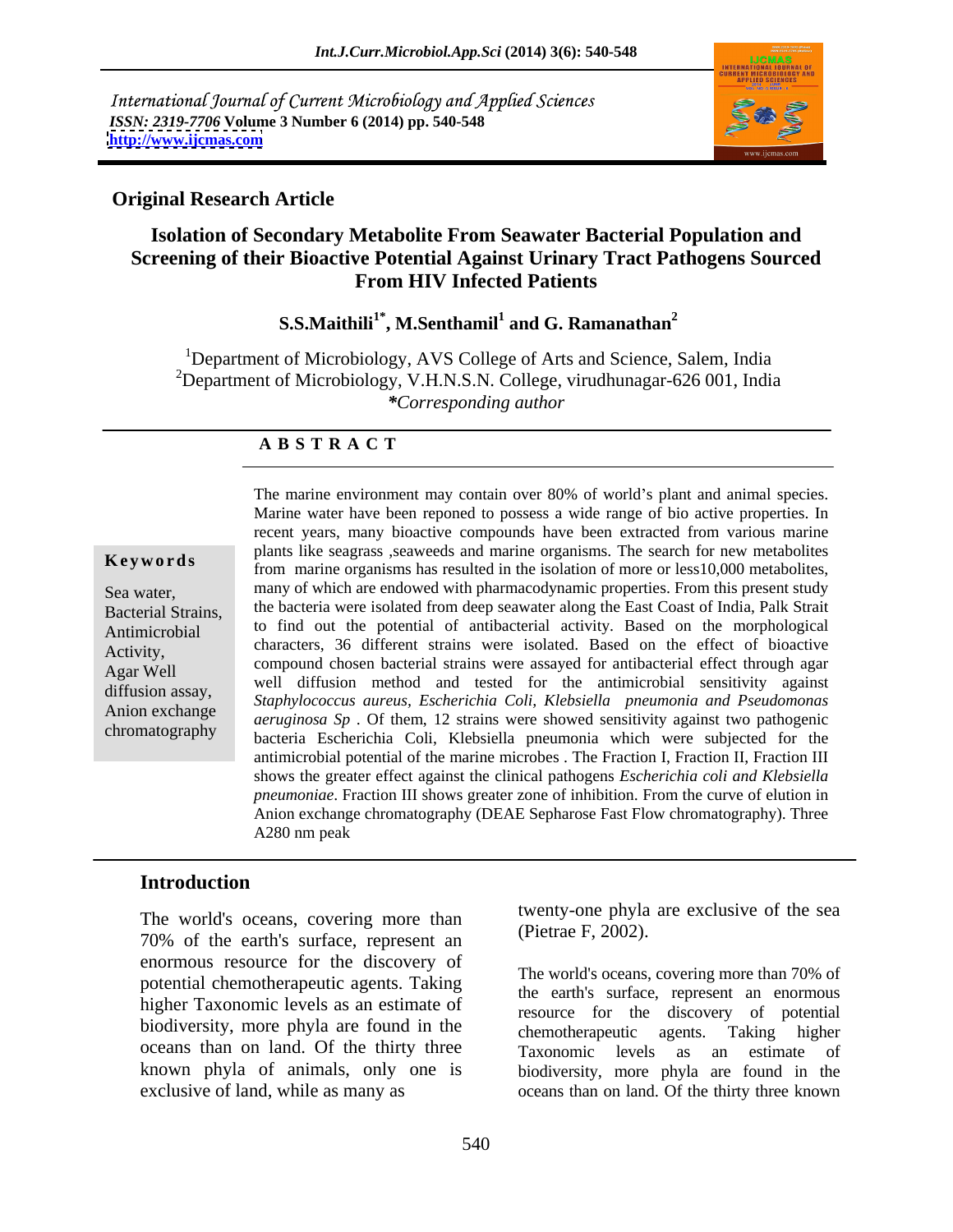International Journal of Current Microbiology and Applied Sciences
*ISSN: 2319-7706* **Volume 3 Number 6 (2014) pp. 540-548**
**http://www.ijcmas.com**

**Original Research Article**

# Isolation of Secondary Metabolite From Seawater Bacterial Population and Screening of their Bioactive Potential Against Urinary Tract Pathogens Sourced From HIV Infected Patients

**S.S.Maithili[1*], M.Senthamil[1] and G. Ramanathan[2]**

[1]Department of Microbiology, AVS College of Arts and Science, Salem, India
[2]Department of Microbiology, V.H.N.S.N. College, virudhunagar-626 001, India
*\*Corresponding author*

**A B S T R A C T**

**Keywords**

Sea water, Bacterial Strains, Antimicrobial Activity, Agar Well diffusion assay, Anion exchange chromatography

The marine environment may contain over 80% of world's plant and animal species. Marine water have been reponed to possess a wide range of bio active properties. In recent years, many bioactive compounds have been extracted from various marine plants like seagrass ,seaweeds and marine organisms. The search for new metabolites from marine organisms has resulted in the isolation of more or less10,000 metabolites, many of which are endowed with pharmacodynamic properties. From this present study the bacteria were isolated from deep seawater along the East Coast of India, Palk Strait to find out the potential of antibacterial activity. Based on the morphological characters, 36 different strains were isolated. Based on the effect of bioactive compound chosen bacterial strains were assayed for antibacterial effect through agar well diffusion method and tested for the antimicrobial sensitivity against *Staphylococcus aureus, Escherichia Coli, Klebsiella pneumonia and Pseudomonas aeruginosa Sp* . Of them, 12 strains were showed sensitivity against two pathogenic bacteria Escherichia Coli, Klebsiella pneumonia which were subjected for the antimicrobial potential of the marine microbes . The Fraction I, Fraction II, Fraction III shows the greater effect against the clinical pathogens *Escherichia coli and Klebsiella pneumoniae*. Fraction III shows greater zone of inhibition. From the curve of elution in Anion exchange chromatography (DEAE Sepharose Fast Flow chromatography). Three A280 nm peak

## Introduction

The world's oceans, covering more than 70% of the earth's surface, represent an enormous resource for the discovery of potential chemotherapeutic agents. Taking higher Taxonomic levels as an estimate of biodiversity, more phyla are found in the oceans than on land. Of the thirty three known phyla of animals, only one is exclusive of land, while as many as twenty-one phyla are exclusive of the sea (Pietrae F, 2002).

The world's oceans, covering more than 70% of the earth's surface, represent an enormous resource for the discovery of potential chemotherapeutic agents. Taking higher Taxonomic levels as an estimate of biodiversity, more phyla are found in the oceans than on land. Of the thirty three known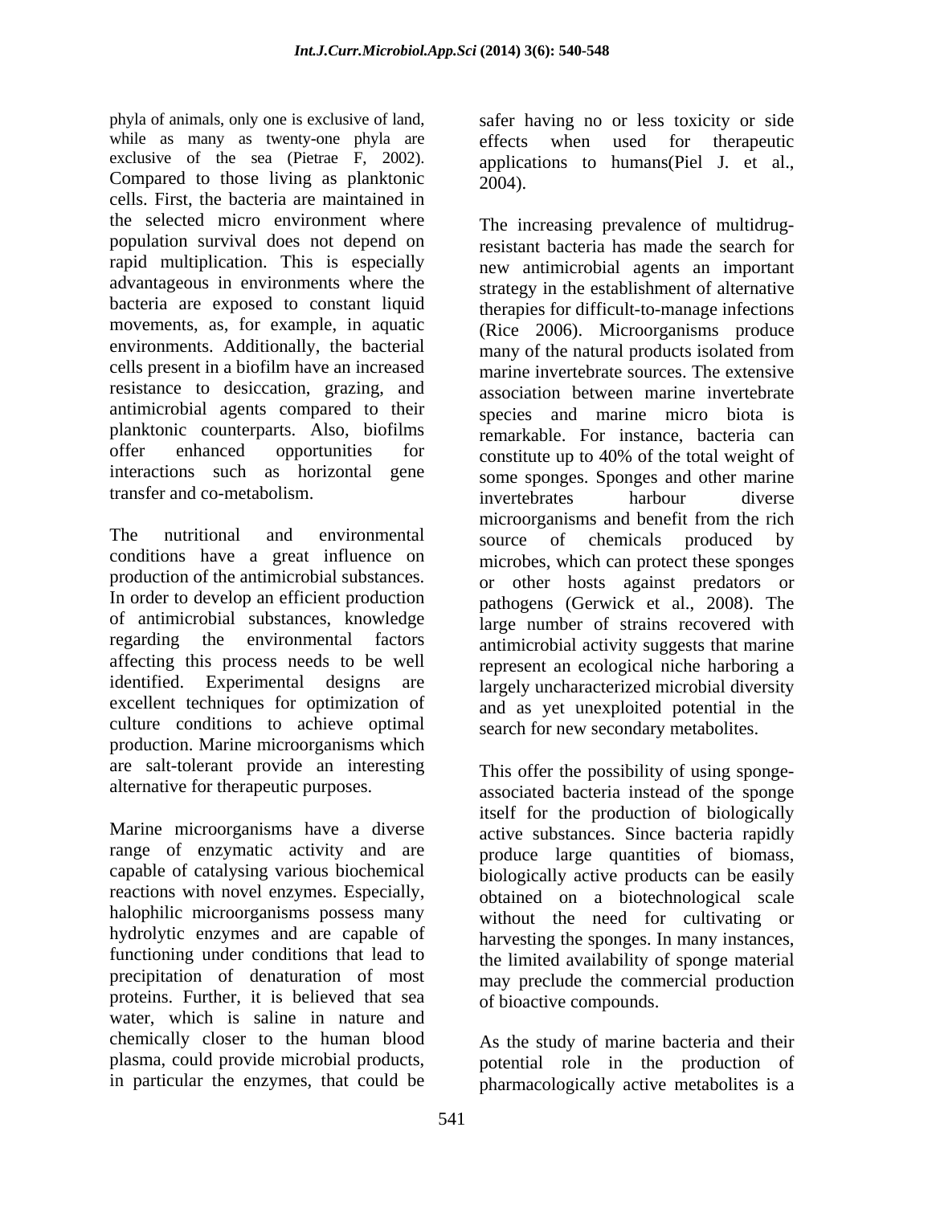phyla of animals, only one is exclusive of land, while as many as twenty-one phyla are exclusive of the sea (Pietrae F, 2002). Compared to those living as planktonic cells. First, the bacteria are maintained in the selected micro environment where population survival does not depend on rapid multiplication. This is especially advantageous in environments where the bacteria are exposed to constant liquid movements, as, for example, in aquatic environments. Additionally, the bacterial cells present in a biofilm have an increased resistance to desiccation, grazing, and antimicrobial agents compared to their planktonic counterparts. Also, biofilms offer enhanced opportunities for interactions such as horizontal gene transfer and co-metabolism.

The nutritional and environmental conditions have a great influence on production of the antimicrobial substances. In order to develop an efficient production of antimicrobial substances, knowledge regarding the environmental factors affecting this process needs to be well identified. Experimental designs are excellent techniques for optimization of culture conditions to achieve optimal production. Marine microorganisms which are salt-tolerant provide an interesting alternative for therapeutic purposes.

Marine microorganisms have a diverse range of enzymatic activity and are capable of catalysing various biochemical reactions with novel enzymes. Especially, halophilic microorganisms possess many hydrolytic enzymes and are capable of functioning under conditions that lead to precipitation of denaturation of most proteins. Further, it is believed that sea water, which is saline in nature and chemically closer to the human blood plasma, could provide microbial products, in particular the enzymes, that could be safer having no or less toxicity or side effects when used for therapeutic applications to humans(Piel J. et al., 2004).

The increasing prevalence of multidrug-resistant bacteria has made the search for new antimicrobial agents an important strategy in the establishment of alternative therapies for difficult-to-manage infections (Rice 2006). Microorganisms produce many of the natural products isolated from marine invertebrate sources. The extensive association between marine invertebrate species and marine micro biota is remarkable. For instance, bacteria can constitute up to 40% of the total weight of some sponges. Sponges and other marine invertebrates harbour diverse microorganisms and benefit from the rich source of chemicals produced by microbes, which can protect these sponges or other hosts against predators or pathogens (Gerwick et al., 2008). The large number of strains recovered with antimicrobial activity suggests that marine represent an ecological niche harboring a largely uncharacterized microbial diversity and as yet unexploited potential in the search for new secondary metabolites.

This offer the possibility of using sponge-associated bacteria instead of the sponge itself for the production of biologically active substances. Since bacteria rapidly produce large quantities of biomass, biologically active products can be easily obtained on a biotechnological scale without the need for cultivating or harvesting the sponges. In many instances, the limited availability of sponge material may preclude the commercial production of bioactive compounds.

As the study of marine bacteria and their potential role in the production of pharmacologically active metabolites is a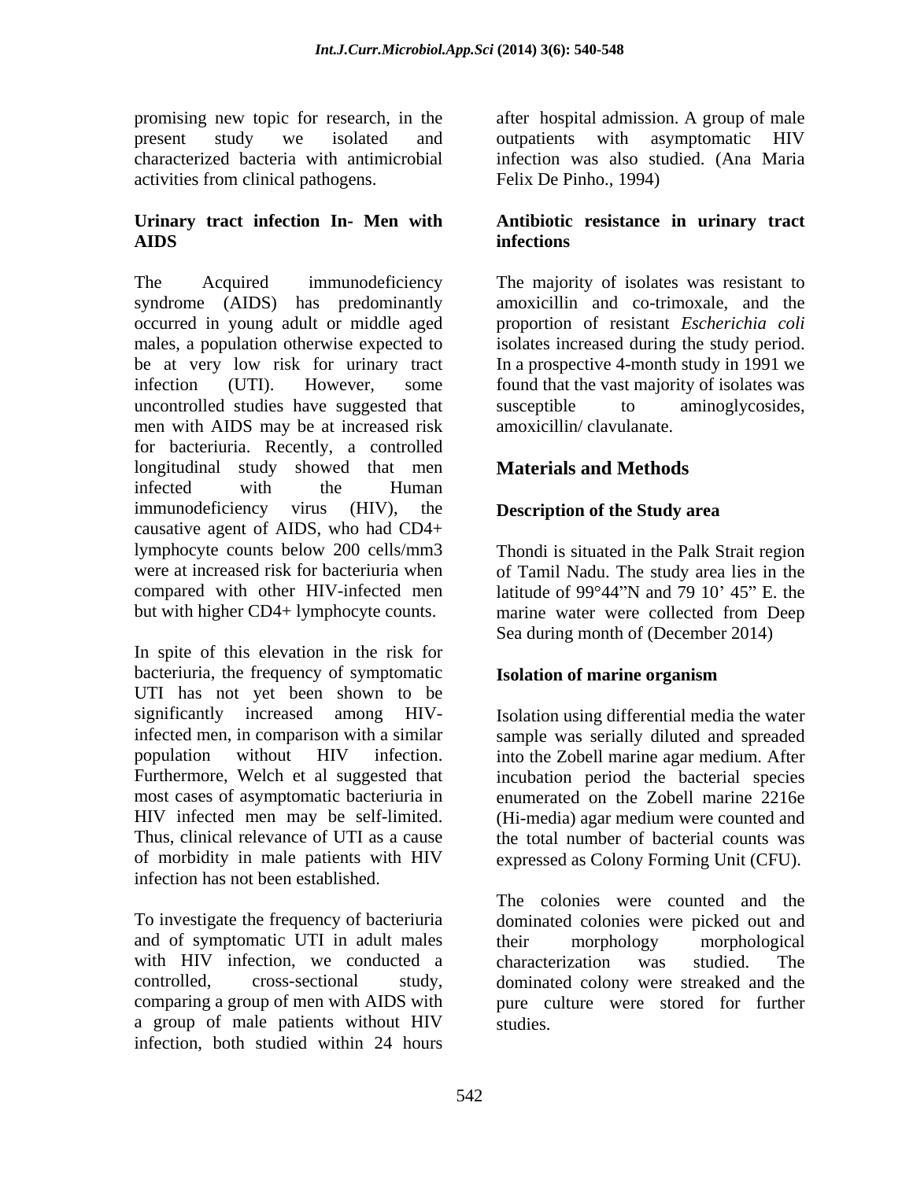promising new topic for research, in the present study we isolated and characterized bacteria with antimicrobial activities from clinical pathogens.

### Urinary tract infection In- Men with AIDS

The Acquired immunodeficiency syndrome (AIDS) has predominantly occurred in young adult or middle aged males, a population otherwise expected to be at very low risk for urinary tract infection (UTI). However, some uncontrolled studies have suggested that men with AIDS may be at increased risk for bacteriuria. Recently, a controlled longitudinal study showed that men infected with the Human immunodeficiency virus (HIV), the causative agent of AIDS, who had CD4+ lymphocyte counts below 200 cells/mm3 were at increased risk for bacteriuria when compared with other HIV-infected men but with higher CD4+ lymphocyte counts.

In spite of this elevation in the risk for bacteriuria, the frequency of symptomatic UTI has not yet been shown to be significantly increased among HIV-infected men, in comparison with a similar population without HIV infection. Furthermore, Welch et al suggested that most cases of asymptomatic bacteriuria in HIV infected men may be self-limited. Thus, clinical relevance of UTI as a cause of morbidity in male patients with HIV infection has not been established.

To investigate the frequency of bacteriuria and of symptomatic UTI in adult males with HIV infection, we conducted a controlled, cross-sectional study, comparing a group of men with AIDS with a group of male patients without HIV infection, both studied within 24 hours after hospital admission. A group of male outpatients with asymptomatic HIV infection was also studied. (Ana Maria Felix De Pinho., 1994)

### Antibiotic resistance in urinary tract infections

The majority of isolates was resistant to amoxicillin and co-trimoxale, and the proportion of resistant *Escherichia coli* isolates increased during the study period. In a prospective 4-month study in 1991 we found that the vast majority of isolates was susceptible to aminoglycosides, amoxicillin/ clavulanate.

## Materials and Methods

### Description of the Study area

Thondi is situated in the Palk Strait region of Tamil Nadu. The study area lies in the latitude of 99°44"N and 79 10' 45" E. the marine water were collected from Deep Sea during month of (December 2014)

### Isolation of marine organism

Isolation using differential media the water sample was serially diluted and spreaded into the Zobell marine agar medium. After incubation period the bacterial species enumerated on the Zobell marine 2216e (Hi-media) agar medium were counted and the total number of bacterial counts was expressed as Colony Forming Unit (CFU).

The colonies were counted and the dominated colonies were picked out and their morphology morphological characterization was studied. The dominated colony were streaked and the pure culture were stored for further studies.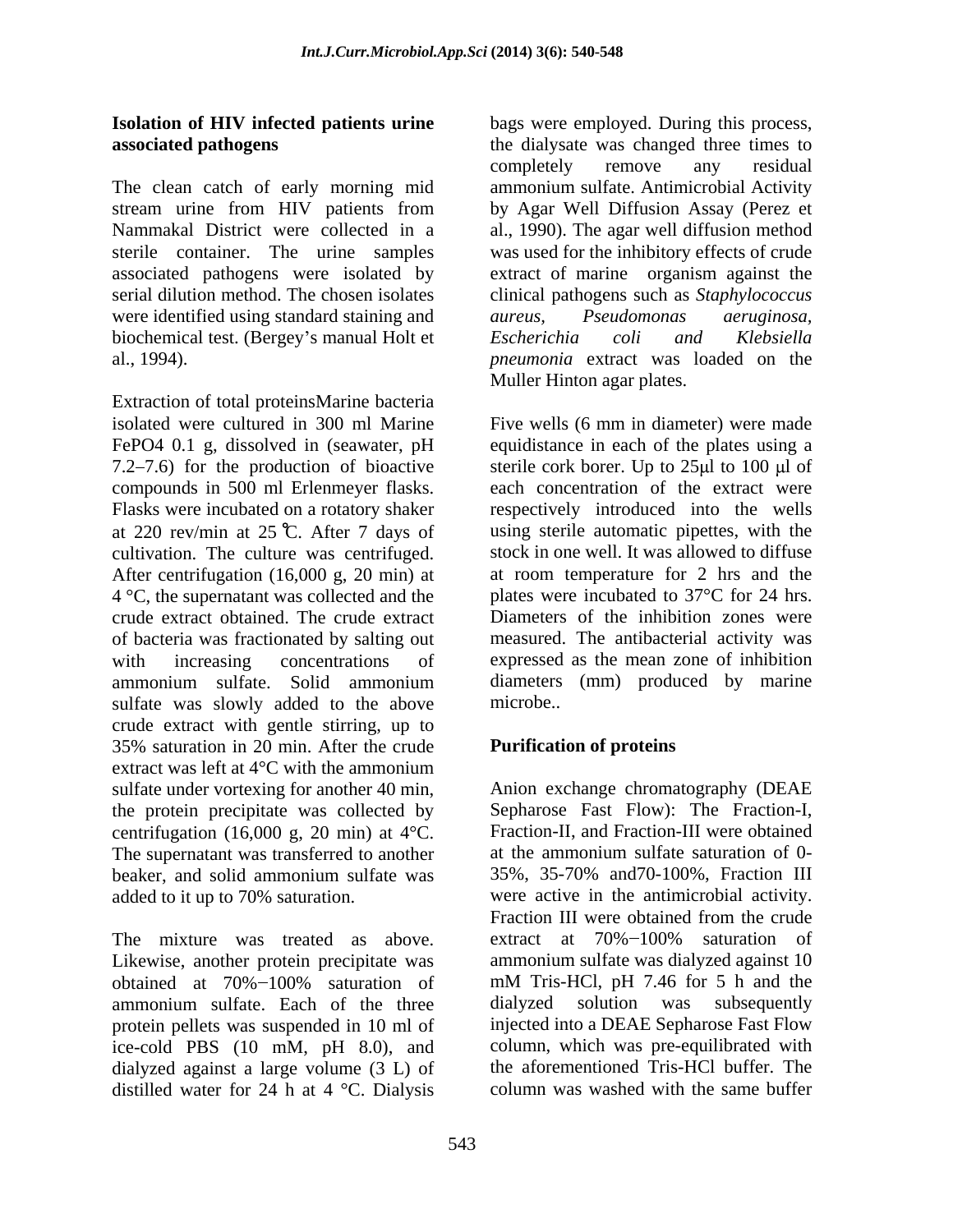**Isolation of HIV infected patients urine associated pathogens**

The clean catch of early morning mid stream urine from HIV patients from Nammakal District were collected in a sterile container. The urine samples associated pathogens were isolated by serial dilution method. The chosen isolates were identified using standard staining and biochemical test. (Bergey's manual Holt et al., 1994).

Extraction of total proteinsMarine bacteria isolated were cultured in 300 ml Marine $FePO_4$ 0.1 g, dissolved in (seawater, pH 7.2–7.6) for the production of bioactive compounds in 500 ml Erlenmeyer flasks. Flasks were incubated on a rotatory shaker at 220 rev/min at 25 ℃. After 7 days of cultivation. The culture was centrifuged. After centrifugation (16,000 g, 20 min) at 4 °C, the supernatant was collected and the crude extract obtained. The crude extract of bacteria was fractionated by salting out with increasing concentrations of ammonium sulfate. Solid ammonium sulfate was slowly added to the above crude extract with gentle stirring, up to 35% saturation in 20 min. After the crude extract was left at 4°C with the ammonium sulfate under vortexing for another 40 min, the protein precipitate was collected by centrifugation (16,000 g, 20 min) at 4°C. The supernatant was transferred to another beaker, and solid ammonium sulfate was added to it up to 70% saturation.

The mixture was treated as above. Likewise, another protein precipitate was obtained at 70%−100% saturation of ammonium sulfate. Each of the three protein pellets was suspended in 10 ml of ice-cold PBS (10 mM, pH 8.0), and dialyzed against a large volume (3 L) of distilled water for 24 h at 4 °C. Dialysis bags were employed. During this process, the dialysate was changed three times to completely remove any residual ammonium sulfate. Antimicrobial Activity by Agar Well Diffusion Assay (Perez et al., 1990). The agar well diffusion method was used for the inhibitory effects of crude extract of marine organism against the clinical pathogens such as *Staphylococcus aureus, Pseudomonas aeruginosa, Escherichia coli and Klebsiella pneumonia* extract was loaded on the Muller Hinton agar plates.

Five wells (6 mm in diameter) were made equidistance in each of the plates using a sterile cork borer. Up to 25μl to 100 μl of each concentration of the extract were respectively introduced into the wells using sterile automatic pipettes, with the stock in one well. It was allowed to diffuse at room temperature for 2 hrs and the plates were incubated to 37°C for 24 hrs. Diameters of the inhibition zones were measured. The antibacterial activity was expressed as the mean zone of inhibition diameters (mm) produced by marine microbe..

**Purification of proteins**

Anion exchange chromatography (DEAE Sepharose Fast Flow): The Fraction-I, Fraction-II, and Fraction-III were obtained at the ammonium sulfate saturation of 0-35%, 35-70% and70-100%, Fraction III were active in the antimicrobial activity. Fraction III were obtained from the crude extract at 70%−100% saturation of ammonium sulfate was dialyzed against 10 mM Tris-HCl, pH 7.46 for 5 h and the dialyzed solution was subsequently injected into a DEAE Sepharose Fast Flow column, which was pre-equilibrated with the aforementioned Tris-HCl buffer. The column was washed with the same buffer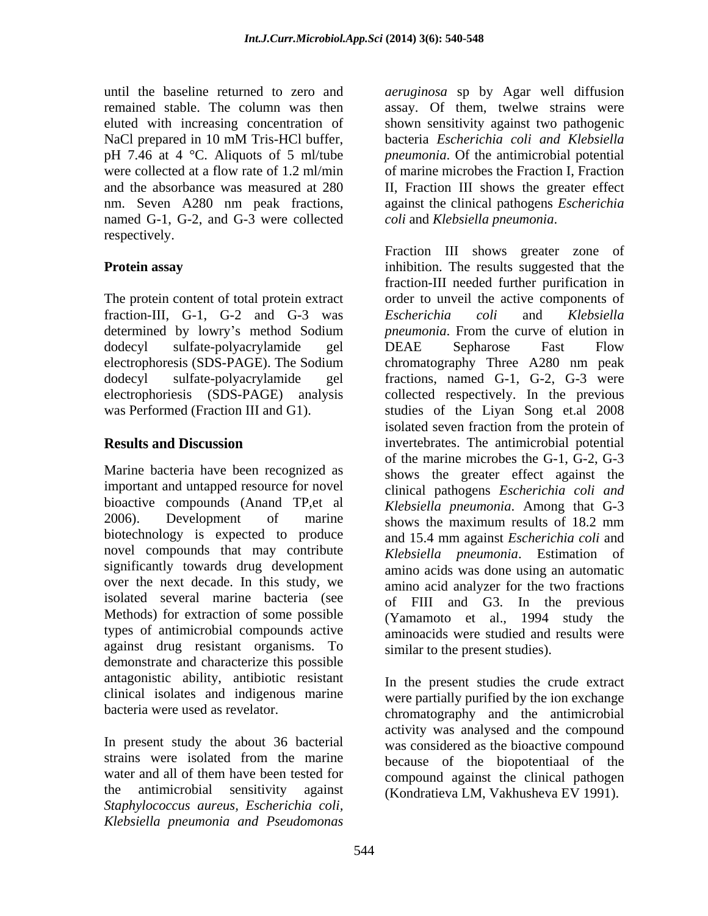until the baseline returned to zero and remained stable. The column was then eluted with increasing concentration of NaCl prepared in 10 mM Tris-HCl buffer, pH 7.46 at 4 °C. Aliquots of 5 ml/tube were collected at a flow rate of 1.2 ml/min and the absorbance was measured at 280 nm. Seven A280 nm peak fractions, named G-1, G-2, and G-3 were collected respectively.

## Protein assay

The protein content of total protein extract fraction-III, G-1, G-2 and G-3 was determined by lowry's method Sodium dodecyl sulfate-polyacrylamide gel electrophoresis (SDS-PAGE). The Sodium dodecyl sulfate-polyacrylamide gel electrophoriesis (SDS-PAGE) analysis was Performed (Fraction III and G1).

## Results and Discussion

Marine bacteria have been recognized as important and untapped resource for novel bioactive compounds (Anand TP,et al 2006). Development of marine biotechnology is expected to produce novel compounds that may contribute significantly towards drug development over the next decade. In this study, we isolated several marine bacteria (see Methods) for extraction of some possible types of antimicrobial compounds active against drug resistant organisms. To demonstrate and characterize this possible antagonistic ability, antibiotic resistant clinical isolates and indigenous marine bacteria were used as revelator.

In present study the about 36 bacterial strains were isolated from the marine water and all of them have been tested for the antimicrobial sensitivity against *Staphylococcus aureus, Escherichia coli, Klebsiella pneumonia and Pseudomonas aeruginosa* sp by Agar well diffusion assay. Of them, twelwe strains were shown sensitivity against two pathogenic bacteria *Escherichia coli and Klebsiella pneumonia*. Of the antimicrobial potential of marine microbes the Fraction I, Fraction II, Fraction III shows the greater effect against the clinical pathogens *Escherichia coli* and *Klebsiella pneumonia*.

Fraction III shows greater zone of inhibition. The results suggested that the fraction-III needed further purification in order to unveil the active components of *Escherichia coli* and *Klebsiella pneumonia*. From the curve of elution in DEAE Sepharose Fast Flow chromatography Three A280 nm peak fractions, named G-1, G-2, G-3 were collected respectively. In the previous studies of the Liyan Song et.al 2008 isolated seven fraction from the protein of invertebrates. The antimicrobial potential of the marine microbes the G-1, G-2, G-3 shows the greater effect against the clinical pathogens *Escherichia coli and Klebsiella pneumonia*. Among that G-3 shows the maximum results of 18.2 mm and 15.4 mm against *Escherichia coli* and *Klebsiella pneumonia*. Estimation of amino acids was done using an automatic amino acid analyzer for the two fractions of FIII and G3. In the previous (Yamamoto et al., 1994 study the aminoacids were studied and results were similar to the present studies).

In the present studies the crude extract were partially purified by the ion exchange chromatography and the antimicrobial activity was analysed and the compound was considered as the bioactive compound because of the biopotentiaal of the compound against the clinical pathogen (Kondratieva LM, Vakhusheva EV 1991).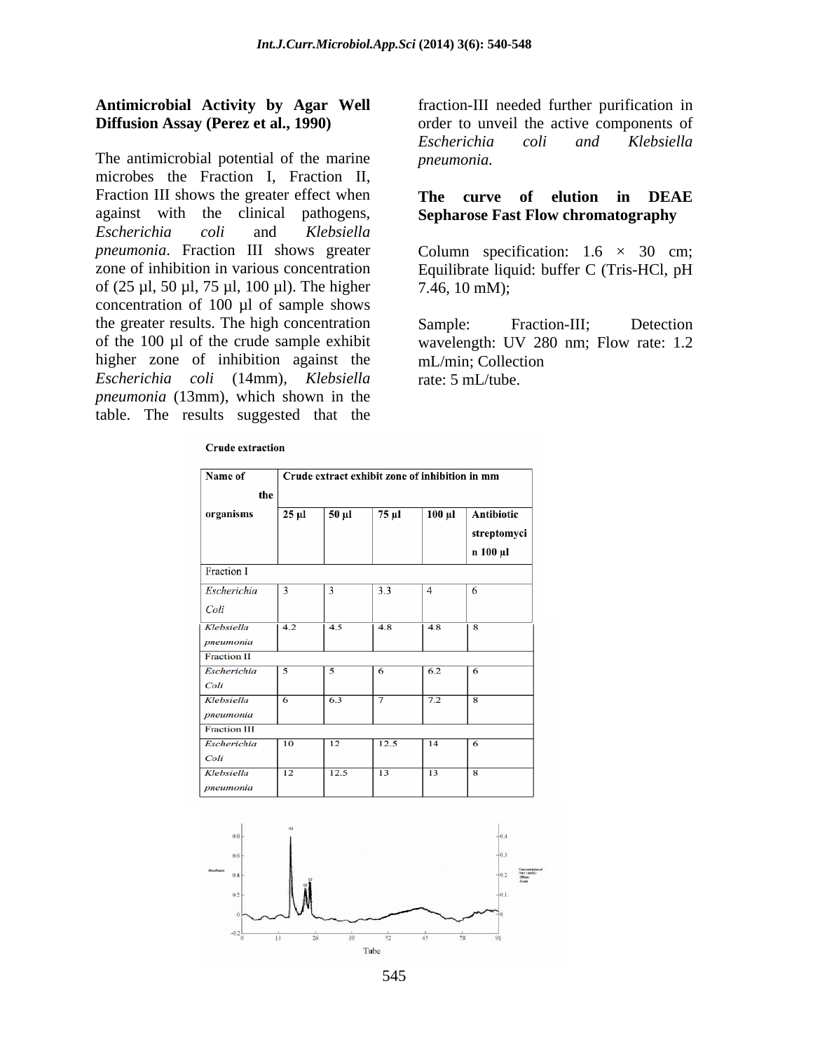**Antimicrobial Activity by Agar Well Diffusion Assay (Perez et al., 1990)**

The antimicrobial potential of the marine microbes the Fraction I, Fraction II, Fraction III shows the greater effect when against with the clinical pathogens, *Escherichia coli* and *Klebsiella pneumonia*. Fraction III shows greater zone of inhibition in various concentration of (25 µl, 50 µl, 75 µl, 100 µl). The higher concentration of 100 µl of sample shows the greater results. The high concentration of the 100 µl of the crude sample exhibit higher zone of inhibition against the *Escherichia coli* (14mm), *Klebsiella pneumonia* (13mm), which shown in the table. The results suggested that the fraction-III needed further purification in order to unveil the active components of *Escherichia coli* and *Klebsiella pneumonia.*

**The curve of elution in DEAE Sepharose Fast Flow chromatography**

Column specification: 1.6 × 30 cm; Equilibrate liquid: buffer C (Tris-HCl, pH 7.46, 10 mM);

Sample: Fraction-III; Detection wavelength: UV 280 nm; Flow rate: 1.2 mL/min; Collection rate: 5 mL/tube.

**Crude extraction**

| Name of the organisms | Crude extract exhibit zone of inhibition in mm | | | | |
|---|---|---|---|---|---|
| | 25 µl | 50 µl | 75 µl | 100 µl | Antibiotic streptomycin 100 µl |
| **Fraction I** | | | | | |
| *Escherichia Coli* | 3 | 3 | 3.3 | 4 | 6 |
| *Klebsiella pneumonia* | 4.2 | 4.5 | 4.8 | 4.8 | 8 |
| **Fraction II** | | | | | |
| *Escherichia Coli* | 5 | 5 | 6 | 6.2 | 6 |
| *Klebsiella pneumonia* | 6 | 6.3 | 7 | 7.2 | 8 |
| **Fraction III** | | | | | |
| *Escherichia Coli* | 10 | 12 | 12.5 | 14 | 6 |
| *Klebsiella pneumonia* | 12 | 12.5 | 13 | 13 | 8 |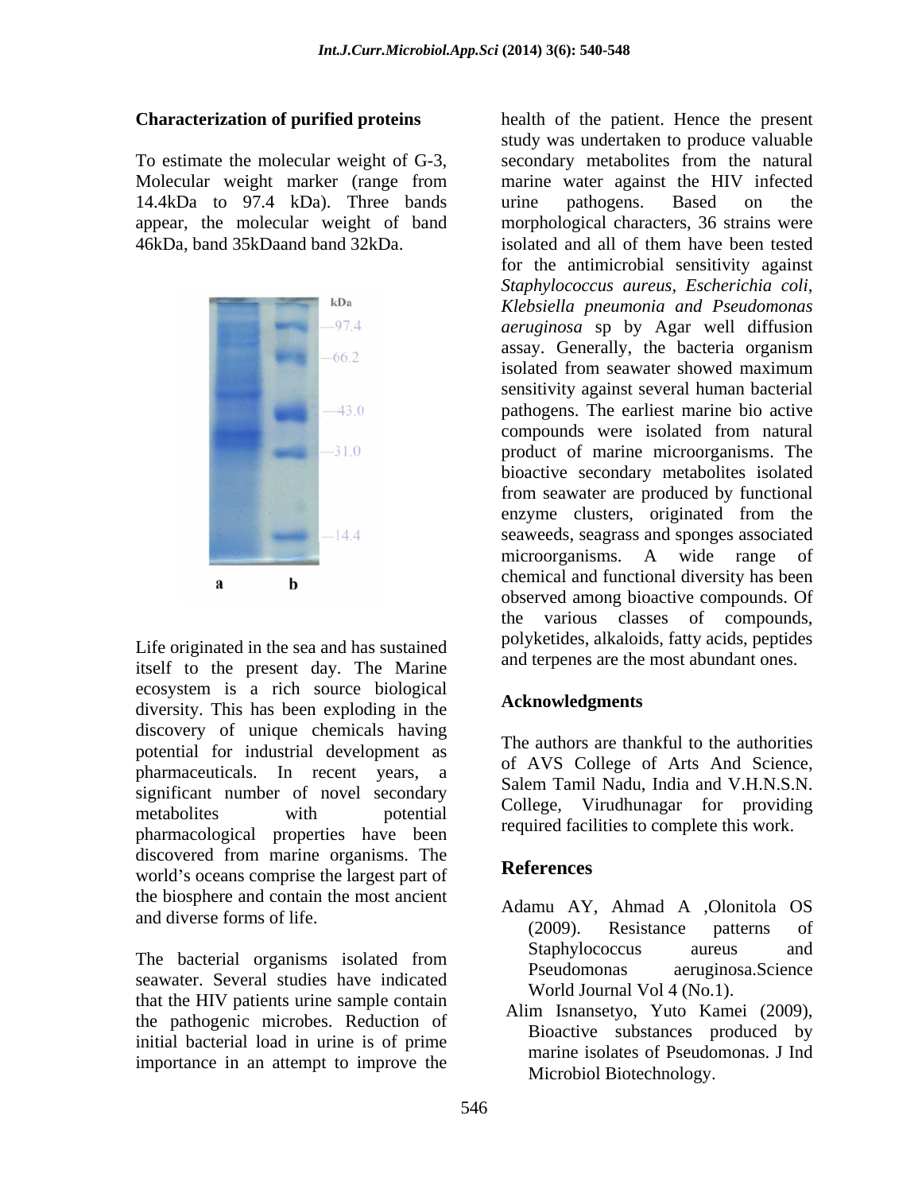**Characterization of purified proteins**

To estimate the molecular weight of G-3, Molecular weight marker (range from 14.4kDa to 97.4 kDa). Three bands appear, the molecular weight of band 46kDa, band 35kDaand band 32kDa.

Life originated in the sea and has sustained itself to the present day. The Marine ecosystem is a rich source biological diversity. This has been exploding in the discovery of unique chemicals having potential for industrial development as pharmaceuticals. In recent years, a significant number of novel secondary metabolites with potential pharmacological properties have been discovered from marine organisms. The world's oceans comprise the largest part of the biosphere and contain the most ancient and diverse forms of life.

The bacterial organisms isolated from seawater. Several studies have indicated that the HIV patients urine sample contain the pathogenic microbes. Reduction of initial bacterial load in urine is of prime importance in an attempt to improve the health of the patient. Hence the present study was undertaken to produce valuable secondary metabolites from the natural marine water against the HIV infected urine pathogens. Based on the morphological characters, 36 strains were isolated and all of them have been tested for the antimicrobial sensitivity against *Staphylococcus aureus, Escherichia coli, Klebsiella pneumonia and Pseudomonas aeruginosa* sp by Agar well diffusion assay. Generally, the bacteria organism isolated from seawater showed maximum sensitivity against several human bacterial pathogens. The earliest marine bio active compounds were isolated from natural product of marine microorganisms. The bioactive secondary metabolites isolated from seawater are produced by functional enzyme clusters, originated from the seaweeds, seagrass and sponges associated microorganisms. A wide range of chemical and functional diversity has been observed among bioactive compounds. Of the various classes of compounds, polyketides, alkaloids, fatty acids, peptides and terpenes are the most abundant ones.

## Acknowledgments

The authors are thankful to the authorities of AVS College of Arts And Science, Salem Tamil Nadu, India and V.H.N.S.N. College, Virudhunagar for providing required facilities to complete this work.

## References

Adamu AY, Ahmad A ,Olonitola OS (2009). Resistance patterns of Staphylococcus aureus and Pseudomonas aeruginosa.Science World Journal Vol 4 (No.1).

Alim Isnansetyo, Yuto Kamei (2009), Bioactive substances produced by marine isolates of Pseudomonas. J Ind Microbiol Biotechnology.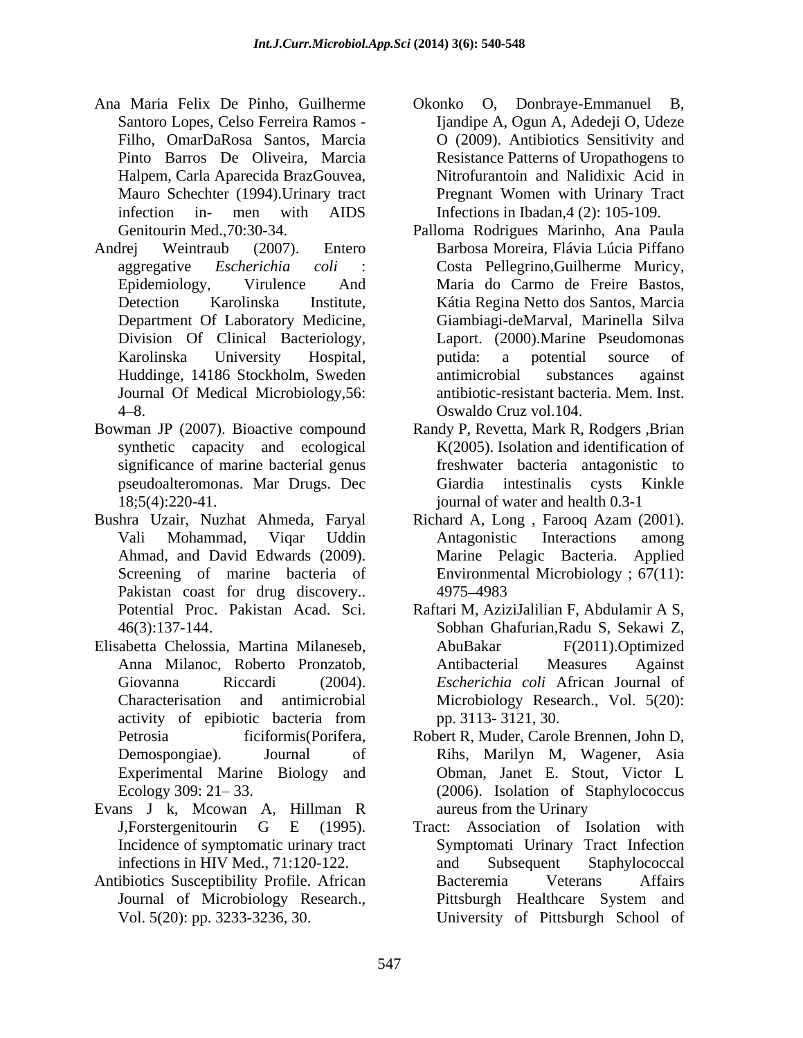Ana Maria Felix De Pinho, Guilherme Santoro Lopes, Celso Ferreira Ramos - Filho, OmarDaRosa Santos, Marcia Pinto Barros De Oliveira, Marcia Halpem, Carla Aparecida BrazGouvea, Mauro Schechter (1994).Urinary tract infection in- men with AIDS Genitourin Med.,70:30-34.

Andrej Weintraub (2007). Entero aggregative *Escherichia coli* : Epidemiology, Virulence And Detection Karolinska Institute, Department Of Laboratory Medicine, Division Of Clinical Bacteriology, Karolinska University Hospital, Huddinge, 14186 Stockholm, Sweden Journal Of Medical Microbiology,56: 4–8.

Bowman JP (2007). Bioactive compound synthetic capacity and ecological significance of marine bacterial genus pseudoalteromonas. Mar Drugs. Dec 18;5(4):220-41.

Bushra Uzair, Nuzhat Ahmeda, Faryal Vali Mohammad, Viqar Uddin Ahmad, and David Edwards (2009). Screening of marine bacteria of Pakistan coast for drug discovery.. Potential Proc. Pakistan Acad. Sci. 46(3):137-144.

Elisabetta Chelossia, Martina Milaneseb, Anna Milanoc, Roberto Pronzatob, Giovanna Riccardi (2004). Characterisation and antimicrobial activity of epibiotic bacteria from Petrosia ficiformis(Porifera, Demospongiae). Journal of Experimental Marine Biology and Ecology 309: 21– 33.

Evans J k, Mcowan A, Hillman R J,Forstergenitourin G E (1995). Incidence of symptomatic urinary tract infections in HIV Med., 71:120-122.

Antibiotics Susceptibility Profile. African Journal of Microbiology Research., Vol. 5(20): pp. 3233-3236, 30.

Okonko O, Donbraye-Emmanuel B, Ijandipe A, Ogun A, Adedeji O, Udeze O (2009). Antibiotics Sensitivity and Resistance Patterns of Uropathogens to Nitrofurantoin and Nalidixic Acid in Pregnant Women with Urinary Tract Infections in Ibadan,4 (2): 105-109.

Palloma Rodrigues Marinho, Ana Paula Barbosa Moreira, Flávia Lúcia Piffano Costa Pellegrino,Guilherme Muricy, Maria do Carmo de Freire Bastos, Kátia Regina Netto dos Santos, Marcia Giambiagi-deMarval, Marinella Silva Laport. (2000).Marine Pseudomonas putida: a potential source of antimicrobial substances against antibiotic-resistant bacteria. Mem. Inst. Oswaldo Cruz vol.104.

Randy P, Revetta, Mark R, Rodgers ,Brian K(2005). Isolation and identification of freshwater bacteria antagonistic to Giardia intestinalis cysts Kinkle journal of water and health 0.3-1

Richard A, Long , Farooq Azam (2001). Antagonistic Interactions among Marine Pelagic Bacteria. Applied Environmental Microbiology ; 67(11): 4975–4983

Raftari M, AziziJalilian F, Abdulamir A S, Sobhan Ghafurian,Radu S, Sekawi Z, AbuBakar F(2011).Optimized Antibacterial Measures Against *Escherichia coli* African Journal of Microbiology Research., Vol. 5(20): pp. 3113- 3121, 30.

Robert R, Muder, Carole Brennen, John D, Rihs, Marilyn M, Wagener, Asia Obman, Janet E. Stout, Victor L (2006). Isolation of Staphylococcus aureus from the Urinary Tract: Association of Isolation with Symptomati Urinary Tract Infection and Subsequent Staphylococcal Bacteremia Veterans Affairs Pittsburgh Healthcare System and University of Pittsburgh School of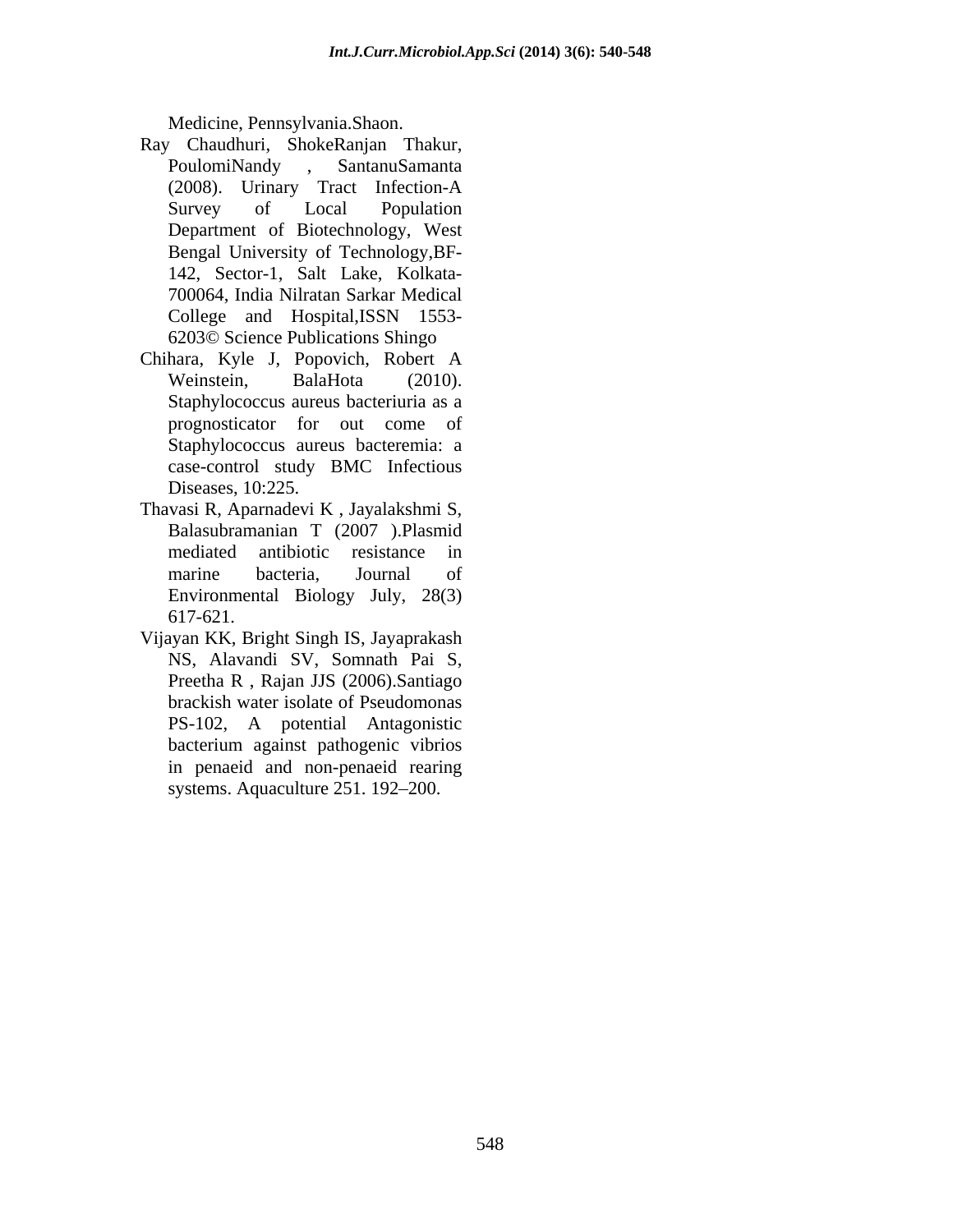Medicine, Pennsylvania.Shaon.

Ray Chaudhuri, ShokeRanjan Thakur, PoulomiNandy , SantanuSamanta (2008). Urinary Tract Infection-A Survey of Local Population Department of Biotechnology, West Bengal University of Technology,BF-142, Sector-1, Salt Lake, Kolkata-700064, India Nilratan Sarkar Medical College and Hospital,ISSN 1553-6203© Science Publications Shingo

Chihara, Kyle J, Popovich, Robert A Weinstein, BalaHota (2010). Staphylococcus aureus bacteriuria as a prognosticator for out come of Staphylococcus aureus bacteremia: a case-control study BMC Infectious Diseases, 10:225.

Thavasi R, Aparnadevi K , Jayalakshmi S, Balasubramanian T (2007 ).Plasmid mediated antibiotic resistance in marine bacteria, Journal of Environmental Biology July, 28(3) 617-621.

Vijayan KK, Bright Singh IS, Jayaprakash NS, Alavandi SV, Somnath Pai S, Preetha R , Rajan JJS (2006).Santiago brackish water isolate of Pseudomonas PS-102, A potential Antagonistic bacterium against pathogenic vibrios in penaeid and non-penaeid rearing systems. Aquaculture 251. 192–200.